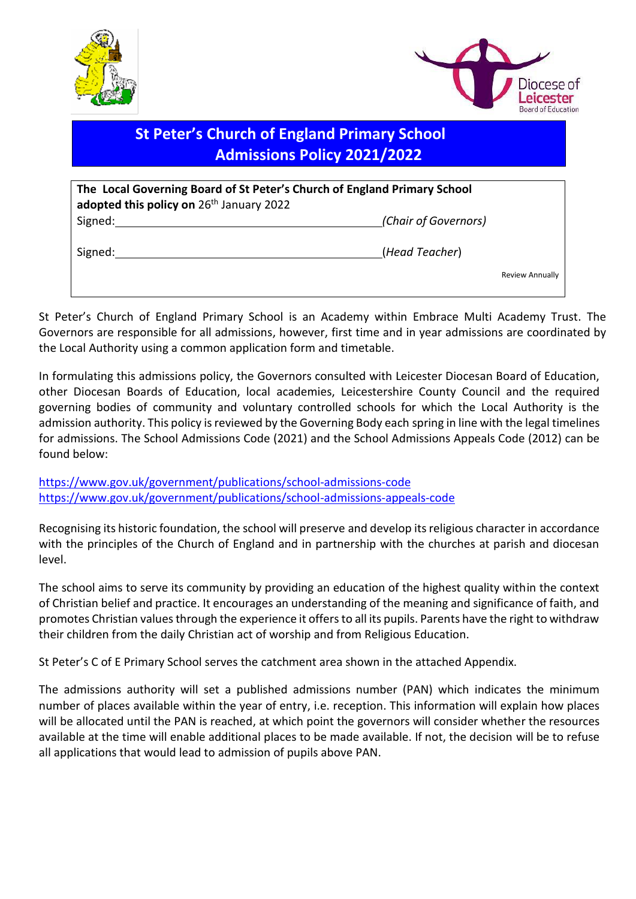# St Peter's Church of England Primary School
## Admissions Policy 2021/2022

**The Local Governing Board of St Peter's Church of England Primary School adopted this policy on** 26th January 2022

Signed: ____________________________ *(Chair of Governors)*

Signed: ____________________________ (*Head Teacher*)

Review Annually

St Peter's Church of England Primary School is an Academy within Embrace Multi Academy Trust. The Governors are responsible for all admissions, however, first time and in year admissions are coordinated by the Local Authority using a common application form and timetable.

In formulating this admissions policy, the Governors consulted with Leicester Diocesan Board of Education, other Diocesan Boards of Education, local academies, Leicestershire County Council and the required governing bodies of community and voluntary controlled schools for which the Local Authority is the admission authority. This policy is reviewed by the Governing Body each spring in line with the legal timelines for admissions. The School Admissions Code (2021) and the School Admissions Appeals Code (2012) can be found below:

https://www.gov.uk/government/publications/school-admissions-code
https://www.gov.uk/government/publications/school-admissions-appeals-code

Recognising its historic foundation, the school will preserve and develop its religious character in accordance with the principles of the Church of England and in partnership with the churches at parish and diocesan level.

The school aims to serve its community by providing an education of the highest quality within the context of Christian belief and practice. It encourages an understanding of the meaning and significance of faith, and promotes Christian values through the experience it offers to all its pupils. Parents have the right to withdraw their children from the daily Christian act of worship and from Religious Education.

St Peter's C of E Primary School serves the catchment area shown in the attached Appendix.

The admissions authority will set a published admissions number (PAN) which indicates the minimum number of places available within the year of entry, i.e. reception. This information will explain how places will be allocated until the PAN is reached, at which point the governors will consider whether the resources available at the time will enable additional places to be made available. If not, the decision will be to refuse all applications that would lead to admission of pupils above PAN.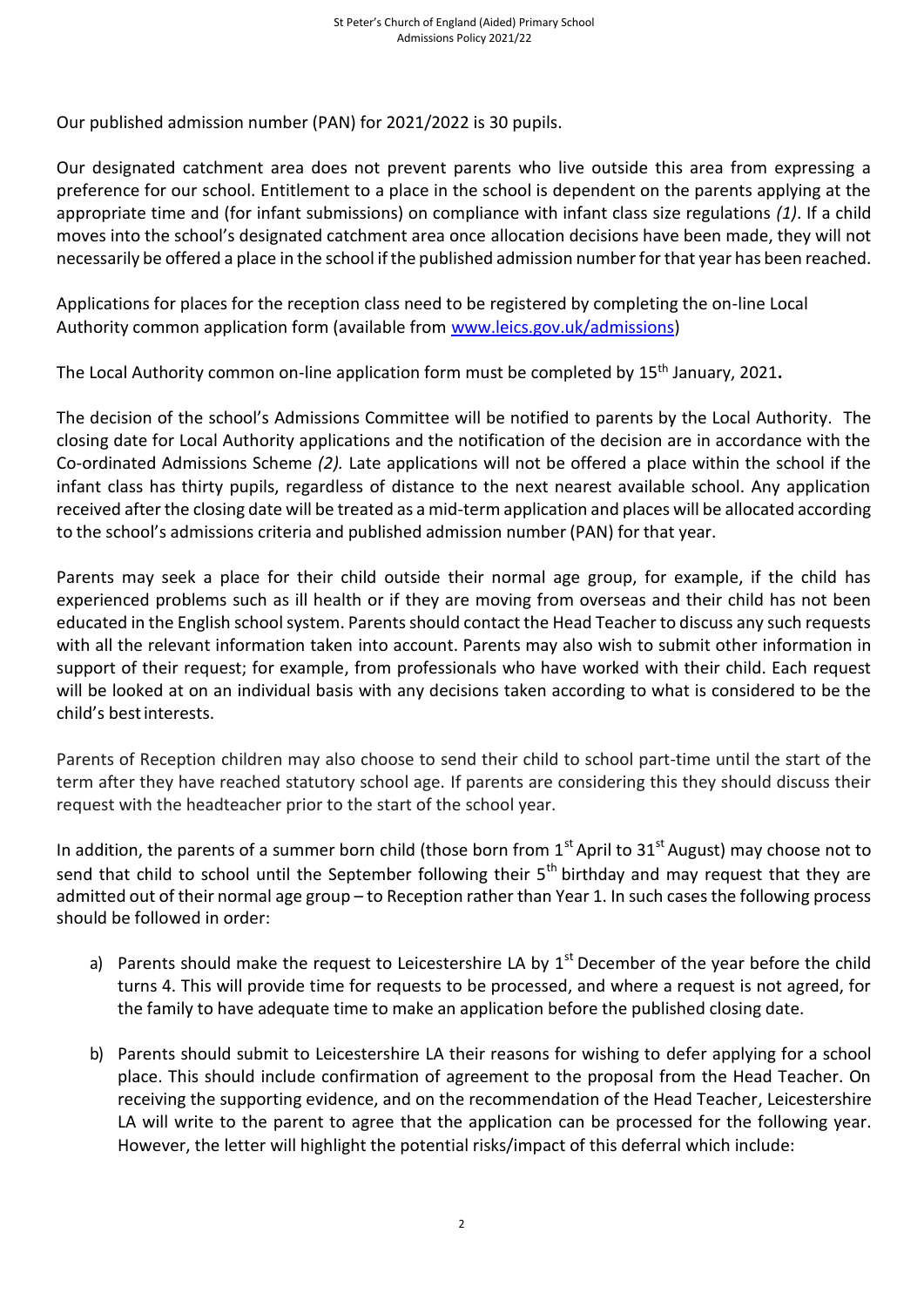Our published admission number (PAN) for 2021/2022 is 30 pupils.

Our designated catchment area does not prevent parents who live outside this area from expressing a preference for our school. Entitlement to a place in the school is dependent on the parents applying at the appropriate time and (for infant submissions) on compliance with infant class size regulations *(1)*. If a child moves into the school's designated catchment area once allocation decisions have been made, they will not necessarily be offered a place in the school if the published admission number for that year has been reached.

Applications for places for the reception class need to be registered by completing the on-line Local Authority common application form (available from [www.leics.gov.uk/admissions](www.leics.gov.uk/admissions))

The Local Authority common on-line application form must be completed by 15th January, 2021**.**

The decision of the school's Admissions Committee will be notified to parents by the Local Authority. The closing date for Local Authority applications and the notification of the decision are in accordance with the Co-ordinated Admissions Scheme *(2).* Late applications will not be offered a place within the school if the infant class has thirty pupils, regardless of distance to the next nearest available school. Any application received after the closing date will be treated as a mid-term application and places will be allocated according to the school's admissions criteria and published admission number (PAN) for that year.

Parents may seek a place for their child outside their normal age group, for example, if the child has experienced problems such as ill health or if they are moving from overseas and their child has not been educated in the English school system. Parents should contact the Head Teacher to discuss any such requests with all the relevant information taken into account. Parents may also wish to submit other information in support of their request; for example, from professionals who have worked with their child. Each request will be looked at on an individual basis with any decisions taken according to what is considered to be the child's best interests.

Parents of Reception children may also choose to send their child to school part-time until the start of the term after they have reached statutory school age. If parents are considering this they should discuss their request with the headteacher prior to the start of the school year.

In addition, the parents of a summer born child (those born from 1st April to 31st August) may choose not to send that child to school until the September following their 5th birthday and may request that they are admitted out of their normal age group – to Reception rather than Year 1. In such cases the following process should be followed in order:

a) Parents should make the request to Leicestershire LA by 1st December of the year before the child turns 4. This will provide time for requests to be processed, and where a request is not agreed, for the family to have adequate time to make an application before the published closing date.

b) Parents should submit to Leicestershire LA their reasons for wishing to defer applying for a school place. This should include confirmation of agreement to the proposal from the Head Teacher. On receiving the supporting evidence, and on the recommendation of the Head Teacher, Leicestershire LA will write to the parent to agree that the application can be processed for the following year. However, the letter will highlight the potential risks/impact of this deferral which include: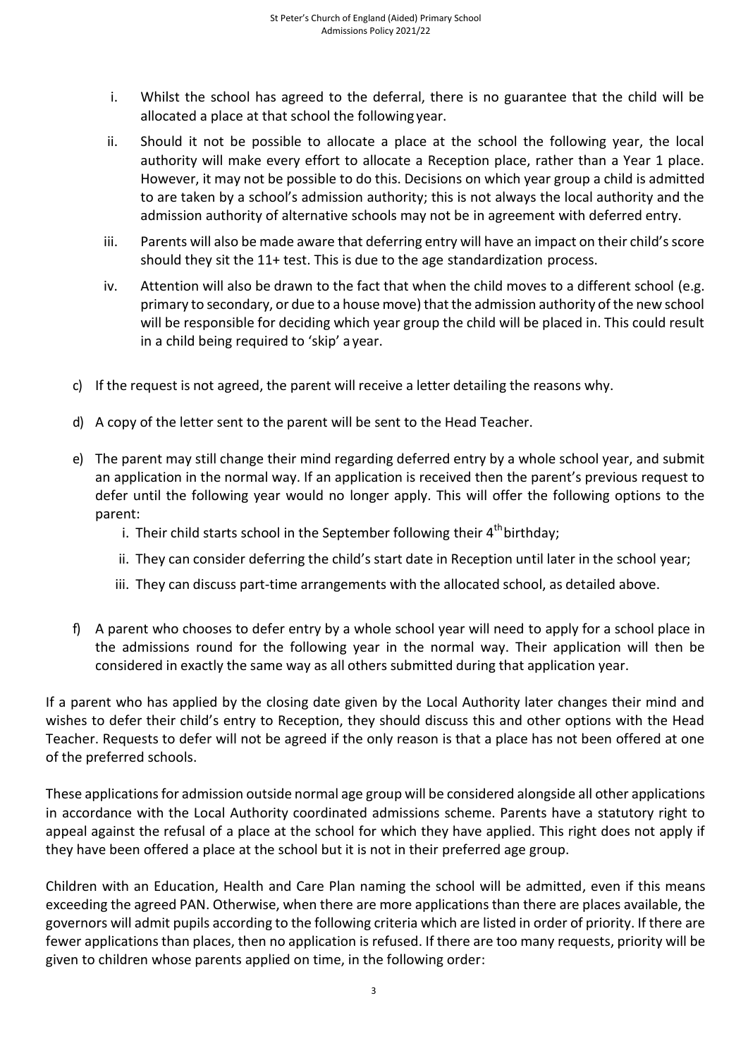i. Whilst the school has agreed to the deferral, there is no guarantee that the child will be allocated a place at that school the following year.

ii. Should it not be possible to allocate a place at the school the following year, the local authority will make every effort to allocate a Reception place, rather than a Year 1 place. However, it may not be possible to do this. Decisions on which year group a child is admitted to are taken by a school's admission authority; this is not always the local authority and the admission authority of alternative schools may not be in agreement with deferred entry.

iii. Parents will also be made aware that deferring entry will have an impact on their child's score should they sit the 11+ test. This is due to the age standardization process.

iv. Attention will also be drawn to the fact that when the child moves to a different school (e.g. primary to secondary, or due to a house move) that the admission authority of the new school will be responsible for deciding which year group the child will be placed in. This could result in a child being required to 'skip' a year.

c) If the request is not agreed, the parent will receive a letter detailing the reasons why.

d) A copy of the letter sent to the parent will be sent to the Head Teacher.

e) The parent may still change their mind regarding deferred entry by a whole school year, and submit an application in the normal way. If an application is received then the parent's previous request to defer until the following year would no longer apply. This will offer the following options to the parent:
   i. Their child starts school in the September following their 4th birthday;
   ii. They can consider deferring the child's start date in Reception until later in the school year;
   iii. They can discuss part-time arrangements with the allocated school, as detailed above.

f) A parent who chooses to defer entry by a whole school year will need to apply for a school place in the admissions round for the following year in the normal way. Their application will then be considered in exactly the same way as all others submitted during that application year.

If a parent who has applied by the closing date given by the Local Authority later changes their mind and wishes to defer their child's entry to Reception, they should discuss this and other options with the Head Teacher. Requests to defer will not be agreed if the only reason is that a place has not been offered at one of the preferred schools.

These applications for admission outside normal age group will be considered alongside all other applications in accordance with the Local Authority coordinated admissions scheme. Parents have a statutory right to appeal against the refusal of a place at the school for which they have applied. This right does not apply if they have been offered a place at the school but it is not in their preferred age group.

Children with an Education, Health and Care Plan naming the school will be admitted, even if this means exceeding the agreed PAN. Otherwise, when there are more applications than there are places available, the governors will admit pupils according to the following criteria which are listed in order of priority. If there are fewer applications than places, then no application is refused. If there are too many requests, priority will be given to children whose parents applied on time, in the following order: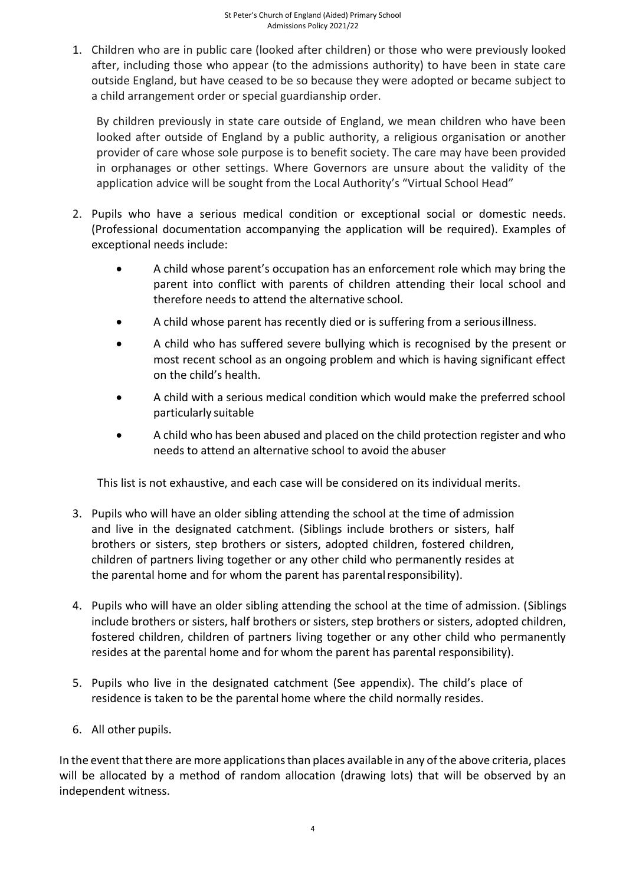1. Children who are in public care (looked after children) or those who were previously looked after, including those who appear (to the admissions authority) to have been in state care outside England, but have ceased to be so because they were adopted or became subject to a child arrangement order or special guardianship order.

   By children previously in state care outside of England, we mean children who have been looked after outside of England by a public authority, a religious organisation or another provider of care whose sole purpose is to benefit society. The care may have been provided in orphanages or other settings. Where Governors are unsure about the validity of the application advice will be sought from the Local Authority's "Virtual School Head"

2. Pupils who have a serious medical condition or exceptional social or domestic needs. (Professional documentation accompanying the application will be required). Examples of exceptional needs include:

   - A child whose parent's occupation has an enforcement role which may bring the parent into conflict with parents of children attending their local school and therefore needs to attend the alternative school.
   - A child whose parent has recently died or is suffering from a serious illness.
   - A child who has suffered severe bullying which is recognised by the present or most recent school as an ongoing problem and which is having significant effect on the child's health.
   - A child with a serious medical condition which would make the preferred school particularly suitable
   - A child who has been abused and placed on the child protection register and who needs to attend an alternative school to avoid the abuser

   This list is not exhaustive, and each case will be considered on its individual merits.

3. Pupils who will have an older sibling attending the school at the time of admission and live in the designated catchment. (Siblings include brothers or sisters, half brothers or sisters, step brothers or sisters, adopted children, fostered children, children of partners living together or any other child who permanently resides at the parental home and for whom the parent has parental responsibility).

4. Pupils who will have an older sibling attending the school at the time of admission. (Siblings include brothers or sisters, half brothers or sisters, step brothers or sisters, adopted children, fostered children, children of partners living together or any other child who permanently resides at the parental home and for whom the parent has parental responsibility).

5. Pupils who live in the designated catchment (See appendix). The child's place of residence is taken to be the parental home where the child normally resides.

6. All other pupils.

In the event that there are more applications than places available in any of the above criteria, places will be allocated by a method of random allocation (drawing lots) that will be observed by an independent witness.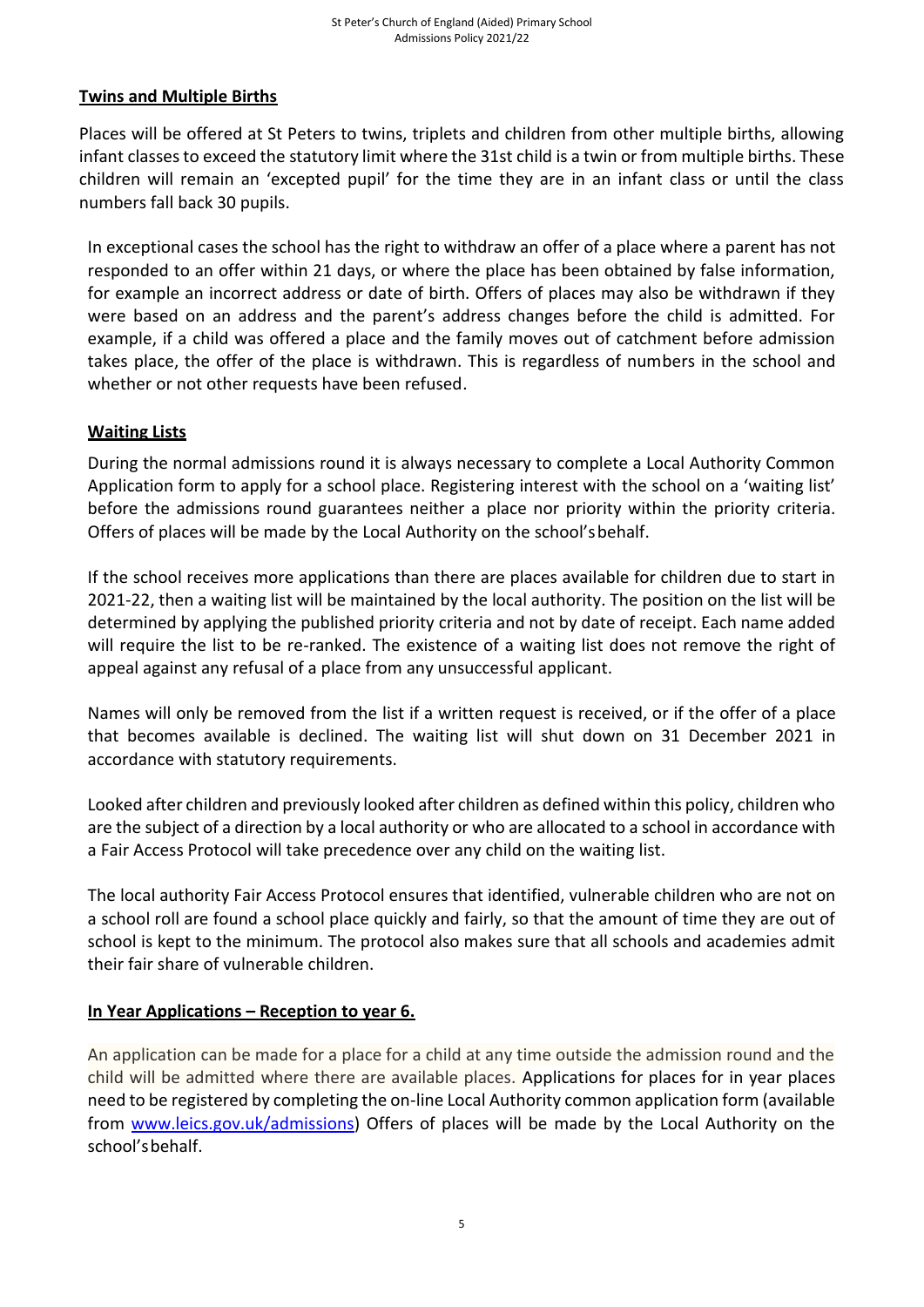## Twins and Multiple Births

Places will be offered at St Peters to twins, triplets and children from other multiple births, allowing infant classes to exceed the statutory limit where the 31st child is a twin or from multiple births. These children will remain an 'excepted pupil' for the time they are in an infant class or until the class numbers fall back 30 pupils.

In exceptional cases the school has the right to withdraw an offer of a place where a parent has not responded to an offer within 21 days, or where the place has been obtained by false information, for example an incorrect address or date of birth. Offers of places may also be withdrawn if they were based on an address and the parent's address changes before the child is admitted. For example, if a child was offered a place and the family moves out of catchment before admission takes place, the offer of the place is withdrawn. This is regardless of numbers in the school and whether or not other requests have been refused.

## Waiting Lists

During the normal admissions round it is always necessary to complete a Local Authority Common Application form to apply for a school place. Registering interest with the school on a 'waiting list' before the admissions round guarantees neither a place nor priority within the priority criteria. Offers of places will be made by the Local Authority on the school's behalf.

If the school receives more applications than there are places available for children due to start in 2021-22, then a waiting list will be maintained by the local authority. The position on the list will be determined by applying the published priority criteria and not by date of receipt. Each name added will require the list to be re-ranked. The existence of a waiting list does not remove the right of appeal against any refusal of a place from any unsuccessful applicant.

Names will only be removed from the list if a written request is received, or if the offer of a place that becomes available is declined. The waiting list will shut down on 31 December 2021 in accordance with statutory requirements.

Looked after children and previously looked after children as defined within this policy, children who are the subject of a direction by a local authority or who are allocated to a school in accordance with a Fair Access Protocol will take precedence over any child on the waiting list.

The local authority Fair Access Protocol ensures that identified, vulnerable children who are not on a school roll are found a school place quickly and fairly, so that the amount of time they are out of school is kept to the minimum. The protocol also makes sure that all schools and academies admit their fair share of vulnerable children.

## In Year Applications – Reception to year 6.

An application can be made for a place for a child at any time outside the admission round and the child will be admitted where there are available places. Applications for places for in year places need to be registered by completing the on-line Local Authority common application form (available from [www.leics.gov.uk/admissions](http://www.leics.gov.uk/admissions)) Offers of places will be made by the Local Authority on the school's behalf.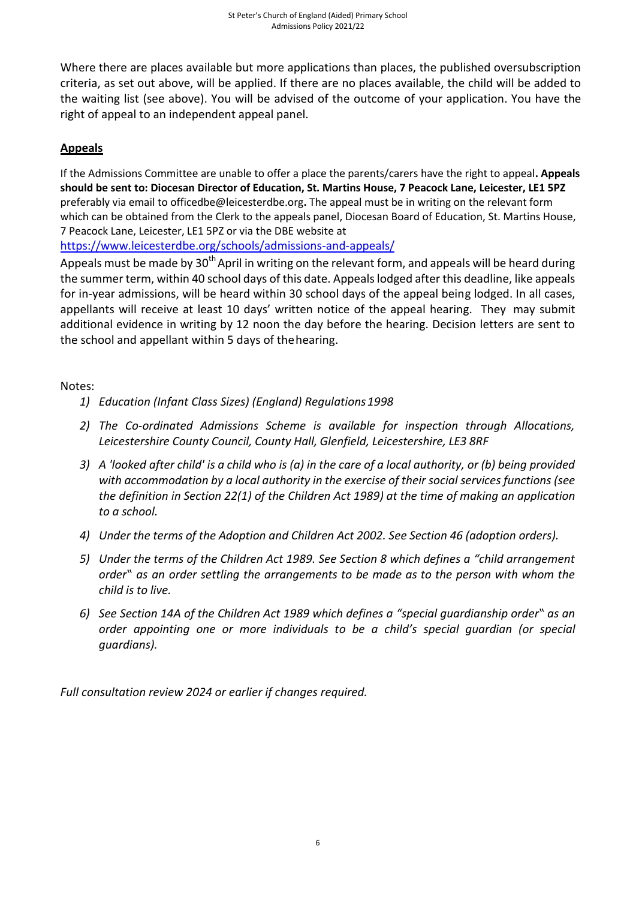Where there are places available but more applications than places, the published oversubscription criteria, as set out above, will be applied. If there are no places available, the child will be added to the waiting list (see above). You will be advised of the outcome of your application. You have the right of appeal to an independent appeal panel.

## **Appeals**

If the Admissions Committee are unable to offer a place the parents/carers have the right to appeal**. Appeals should be sent to: Diocesan Director of Education, St. Martins House, 7 Peacock Lane, Leicester, LE1 5PZ** preferably via email to officedbe@leicesterdbe.org**.** The appeal must be in writing on the relevant form which can be obtained from the Clerk to the appeals panel, Diocesan Board of Education, St. Martins House, 7 Peacock Lane, Leicester, LE1 5PZ or via the DBE website at https://www.leicesterdbe.org/schools/admissions-and-appeals/

Appeals must be made by 30th April in writing on the relevant form, and appeals will be heard during the summer term, within 40 school days of this date. Appeals lodged after this deadline, like appeals for in-year admissions, will be heard within 30 school days of the appeal being lodged. In all cases, appellants will receive at least 10 days' written notice of the appeal hearing. They may submit additional evidence in writing by 12 noon the day before the hearing. Decision letters are sent to the school and appellant within 5 days of the hearing.

Notes:

1) *Education (Infant Class Sizes) (England) Regulations 1998*
2) *The Co-ordinated Admissions Scheme is available for inspection through Allocations, Leicestershire County Council, County Hall, Glenfield, Leicestershire, LE3 8RF*
3) *A 'looked after child' is a child who is (a) in the care of a local authority, or (b) being provided with accommodation by a local authority in the exercise of their social services functions (see the definition in Section 22(1) of the Children Act 1989) at the time of making an application to a school.*
4) *Under the terms of the Adoption and Children Act 2002. See Section 46 (adoption orders).*
5) *Under the terms of the Children Act 1989. See Section 8 which defines a "child arrangement order" as an order settling the arrangements to be made as to the person with whom the child is to live.*
6) *See Section 14A of the Children Act 1989 which defines a "special guardianship order" as an order appointing one or more individuals to be a child's special guardian (or special guardians).*

*Full consultation review 2024 or earlier if changes required.*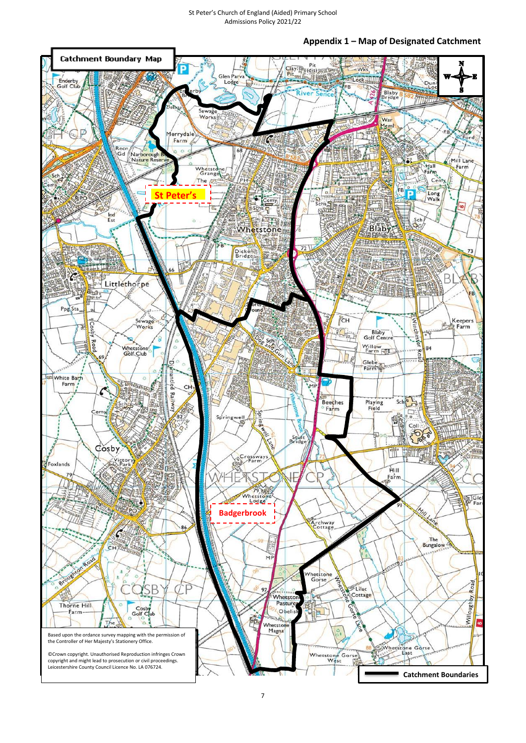## Appendix 1 – Map of Designated Catchment

Catchment Boundary Map

St Peter's

Badgerbrook

Catchment Boundaries

Based upon the ordance survey mapping with the permission of the Controller of Her Majesty's Stationery Office.

©Crown copyright. Unauthorised Reproduction infringes Crown copyright and might lead to prosecution or civil proceedings. Leicestershire County Council Licence No. LA 076724.